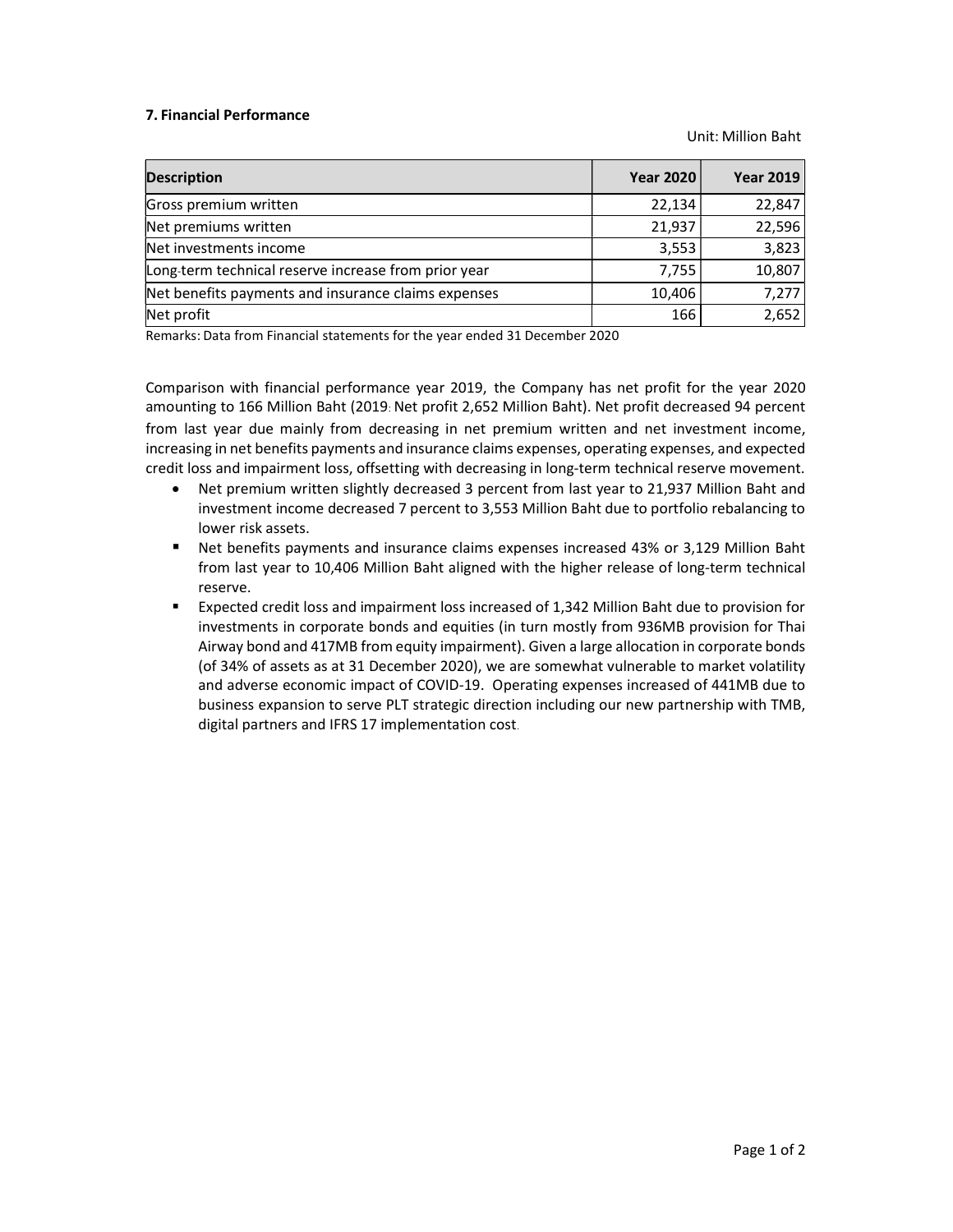### 7. Financial Performance

Unit: Million Baht

| Description | Year 2020 | Year 2019 |
|---|---|---|
| Gross premium written | 22,134 | 22,847 |
| Net premiums written | 21,937 | 22,596 |
| Net investments income | 3,553 | 3,823 |
| Long-term technical reserve increase from prior year | 7,755 | 10,807 |
| Net benefits payments and insurance claims expenses | 10,406 | 7,277 |
| Net profit | 166 | 2,652 |

Remarks: Data from Financial statements for the year ended 31 December 2020

Comparison with financial performance year 2019, the Company has net profit for the year 2020 amounting to 166 Million Baht (2019: Net profit 2,652 Million Baht). Net profit decreased 94 percent from last year due mainly from decreasing in net premium written and net investment income, increasing in net benefits payments and insurance claims expenses, operating expenses, and expected credit loss and impairment loss, offsetting with decreasing in long-term technical reserve movement.

- Net premium written slightly decreased 3 percent from last year to 21,937 Million Baht and investment income decreased 7 percent to 3,553 Million Baht due to portfolio rebalancing to lower risk assets.
- Net benefits payments and insurance claims expenses increased 43% or 3,129 Million Baht from last year to 10,406 Million Baht aligned with the higher release of long-term technical reserve.
- Expected credit loss and impairment loss increased of 1,342 Million Baht due to provision for investments in corporate bonds and equities (in turn mostly from 936MB provision for Thai Airway bond and 417MB from equity impairment). Given a large allocation in corporate bonds (of 34% of assets as at 31 December 2020), we are somewhat vulnerable to market volatility and adverse economic impact of COVID-19. Operating expenses increased of 441MB due to business expansion to serve PLT strategic direction including our new partnership with TMB, digital partners and IFRS 17 implementation cost.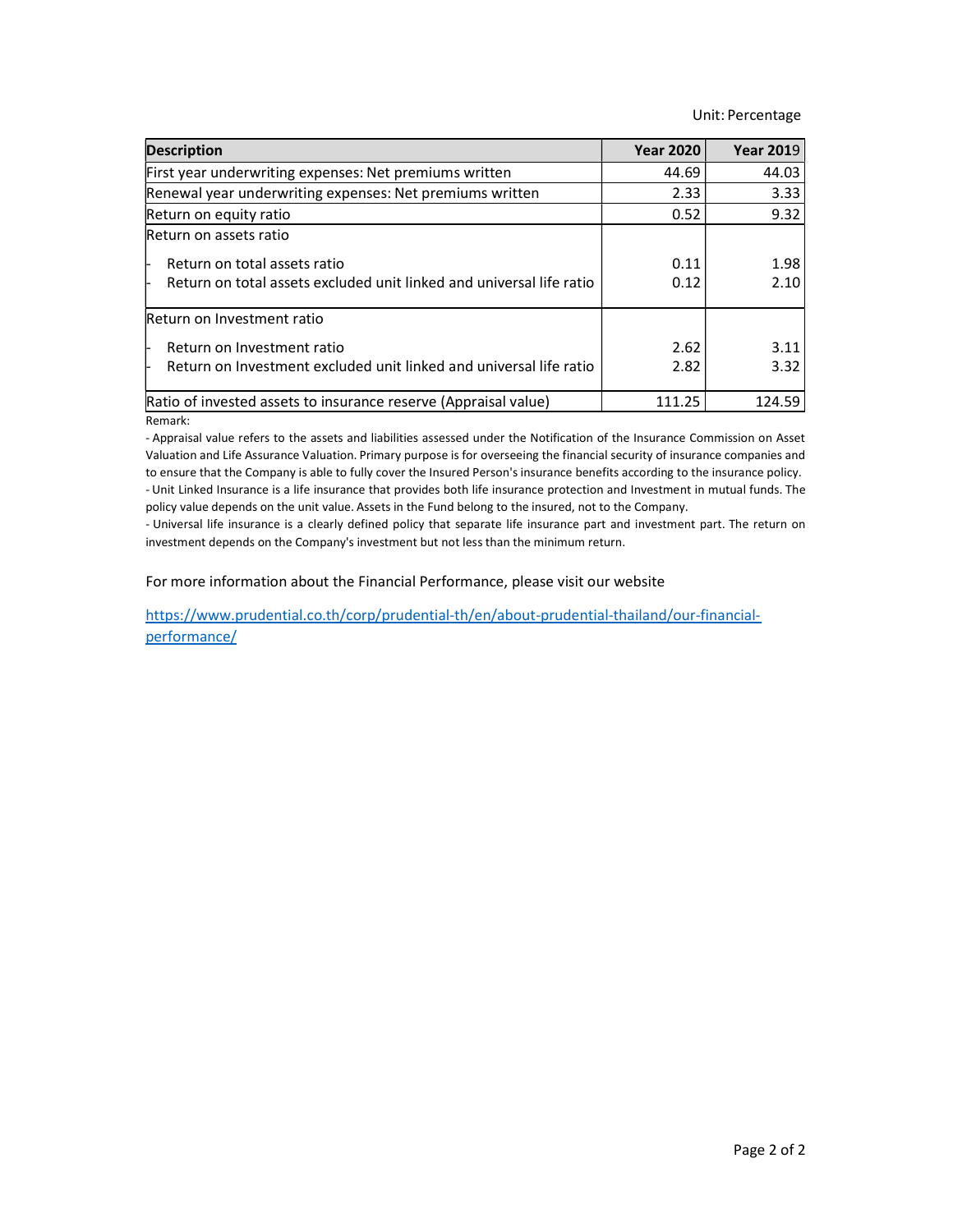Unit: Percentage

| Description | Year 2020 | Year 2019 |
| --- | --- | --- |
| First year underwriting expenses: Net premiums written | 44.69 | 44.03 |
| Renewal year underwriting expenses: Net premiums written | 2.33 | 3.33 |
| Return on equity ratio | 0.52 | 9.32 |
| Return on assets ratio | | |
| - Return on total assets ratio | 0.11 | 1.98 |
| - Return on total assets excluded unit linked and universal life ratio | 0.12 | 2.10 |
| Return on Investment ratio | | |
| - Return on Investment ratio | 2.62 | 3.11 |
| - Return on Investment excluded unit linked and universal life ratio | 2.82 | 3.32 |
| Ratio of invested assets to insurance reserve (Appraisal value) | 111.25 | 124.59 |

Remark:

- Appraisal value refers to the assets and liabilities assessed under the Notification of the Insurance Commission on Asset Valuation and Life Assurance Valuation. Primary purpose is for overseeing the financial security of insurance companies and to ensure that the Company is able to fully cover the Insured Person's insurance benefits according to the insurance policy.
- Unit Linked Insurance is a life insurance that provides both life insurance protection and Investment in mutual funds. The policy value depends on the unit value. Assets in the Fund belong to the insured, not to the Company.
- Universal life insurance is a clearly defined policy that separate life insurance part and investment part. The return on investment depends on the Company's investment but not less than the minimum return.

For more information about the Financial Performance, please visit our website

https://www.prudential.co.th/corp/prudential-th/en/about-prudential-thailand/our-financial-performance/